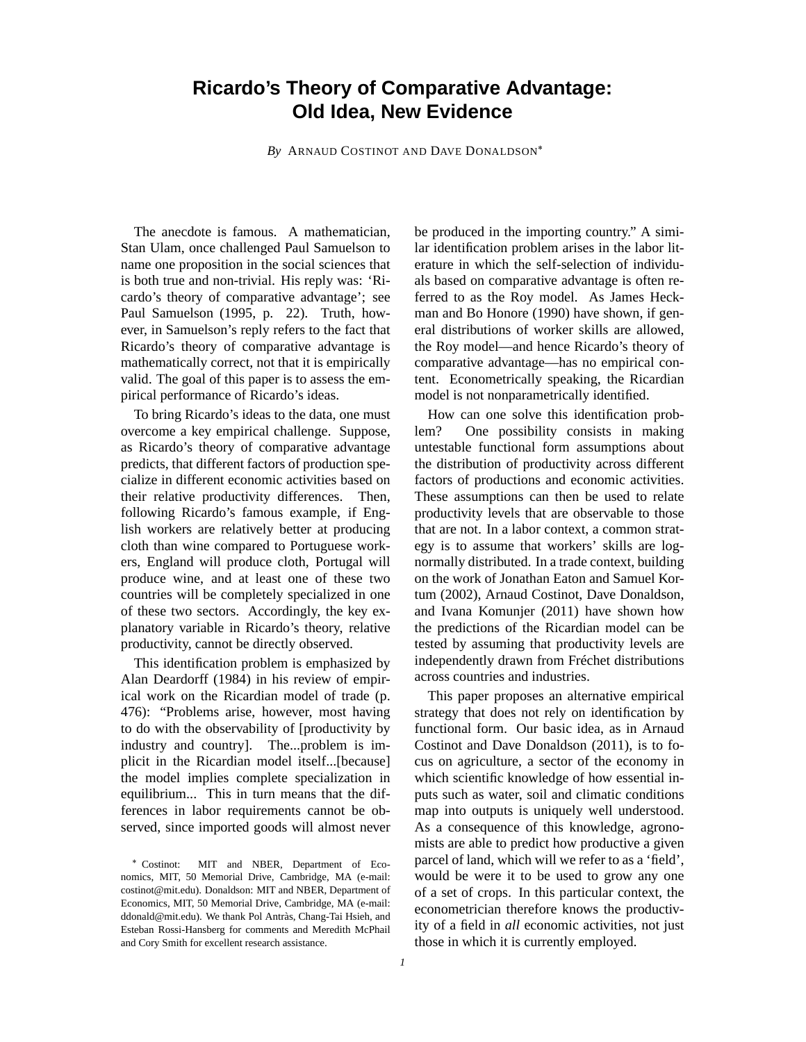# Ricardo's Theory of Comparative Advantage: Old Idea, New Evidence

*By* ARNAUD COSTINOT AND DAVE DONALDSON[*]

The anecdote is famous. A mathematician, Stan Ulam, once challenged Paul Samuelson to name one proposition in the social sciences that is both true and non-trivial. His reply was: 'Ricardo's theory of comparative advantage'; see Paul Samuelson (1995, p. 22). Truth, however, in Samuelson's reply refers to the fact that Ricardo's theory of comparative advantage is mathematically correct, not that it is empirically valid. The goal of this paper is to assess the empirical performance of Ricardo's ideas.

To bring Ricardo's ideas to the data, one must overcome a key empirical challenge. Suppose, as Ricardo's theory of comparative advantage predicts, that different factors of production specialize in different economic activities based on their relative productivity differences. Then, following Ricardo's famous example, if English workers are relatively better at producing cloth than wine compared to Portuguese workers, England will produce cloth, Portugal will produce wine, and at least one of these two countries will be completely specialized in one of these two sectors. Accordingly, the key explanatory variable in Ricardo's theory, relative productivity, cannot be directly observed.

This identification problem is emphasized by Alan Deardorff (1984) in his review of empirical work on the Ricardian model of trade (p. 476): "Problems arise, however, most having to do with the observability of [productivity by industry and country]. The...problem is implicit in the Ricardian model itself...[because] the model implies complete specialization in equilibrium... This in turn means that the differences in labor requirements cannot be observed, since imported goods will almost never be produced in the importing country." A similar identification problem arises in the labor literature in which the self-selection of individuals based on comparative advantage is often referred to as the Roy model. As James Heckman and Bo Honore (1990) have shown, if general distributions of worker skills are allowed, the Roy model—and hence Ricardo's theory of comparative advantage—has no empirical content. Econometrically speaking, the Ricardian model is not nonparametrically identified.

How can one solve this identification problem? One possibility consists in making untestable functional form assumptions about the distribution of productivity across different factors of productions and economic activities. These assumptions can then be used to relate productivity levels that are observable to those that are not. In a labor context, a common strategy is to assume that workers' skills are log-normally distributed. In a trade context, building on the work of Jonathan Eaton and Samuel Kortum (2002), Arnaud Costinot, Dave Donaldson, and Ivana Komunjer (2011) have shown how the predictions of the Ricardian model can be tested by assuming that productivity levels are independently drawn from Fréchet distributions across countries and industries.

This paper proposes an alternative empirical strategy that does not rely on identification by functional form. Our basic idea, as in Arnaud Costinot and Dave Donaldson (2011), is to focus on agriculture, a sector of the economy in which scientific knowledge of how essential inputs such as water, soil and climatic conditions map into outputs is uniquely well understood. As a consequence of this knowledge, agronomists are able to predict how productive a given parcel of land, which will we refer to as a 'field', would be were it to be used to grow any one of a set of crops. In this particular context, the econometrician therefore knows the productivity of a field in *all* economic activities, not just those in which it is currently employed.

[*] Costinot: MIT and NBER, Department of Economics, MIT, 50 Memorial Drive, Cambridge, MA (e-mail: costinot@mit.edu). Donaldson: MIT and NBER, Department of Economics, MIT, 50 Memorial Drive, Cambridge, MA (e-mail: ddonald@mit.edu). We thank Pol Antràs, Chang-Tai Hsieh, and Esteban Rossi-Hansberg for comments and Meredith McPhail and Cory Smith for excellent research assistance.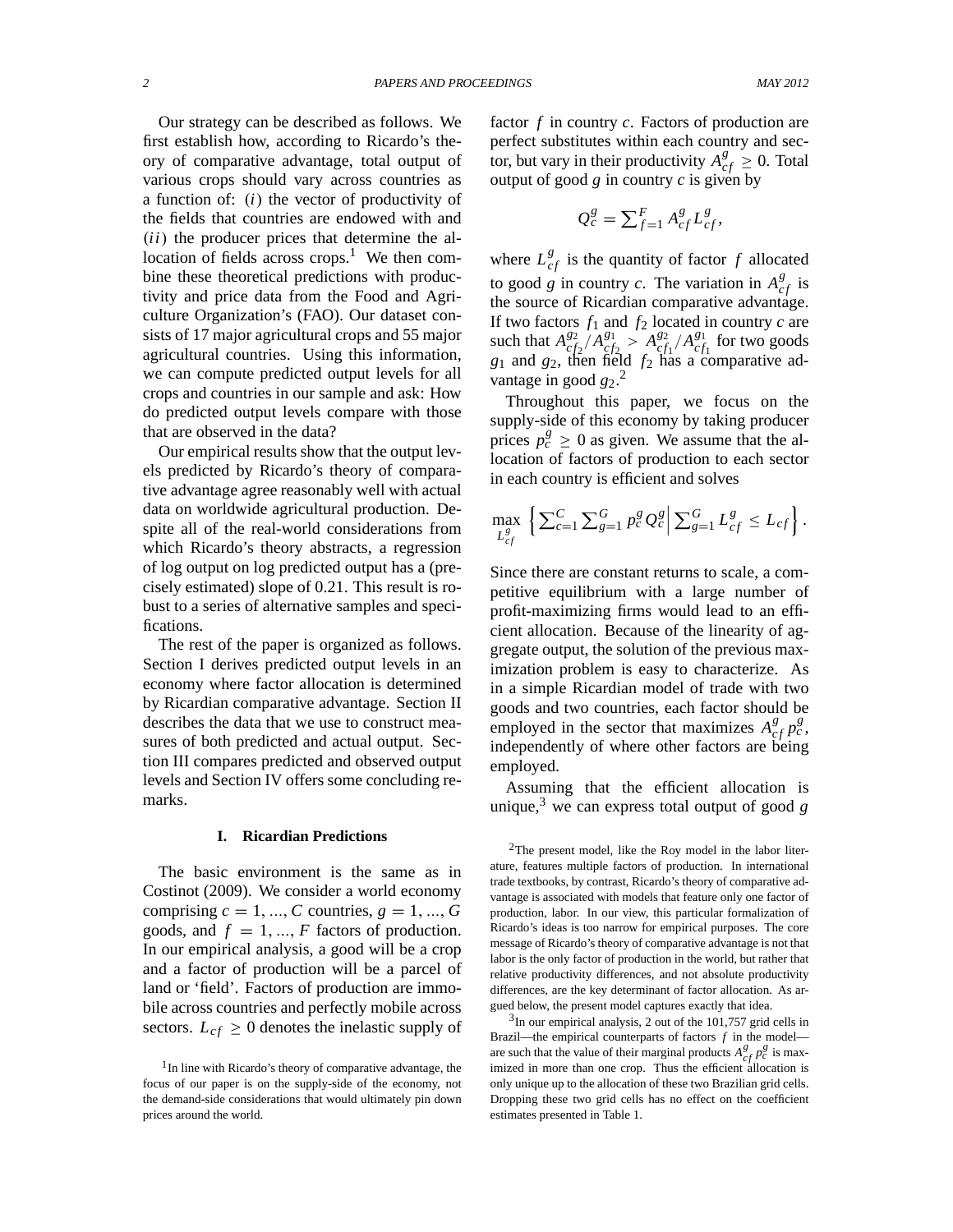Our strategy can be described as follows. We first establish how, according to Ricardo's theory of comparative advantage, total output of various crops should vary across countries as a function of: $(i)$ the vector of productivity of the fields that countries are endowed with and $(ii)$ the producer prices that determine the allocation of fields across crops.[1] We then combine these theoretical predictions with productivity and price data from the Food and Agriculture Organization's (FAO). Our dataset consists of 17 major agricultural crops and 55 major agricultural countries. Using this information, we can compute predicted output levels for all crops and countries in our sample and ask: How do predicted output levels compare with those that are observed in the data?

Our empirical results show that the output levels predicted by Ricardo's theory of comparative advantage agree reasonably well with actual data on worldwide agricultural production. Despite all of the real-world considerations from which Ricardo's theory abstracts, a regression of log output on log predicted output has a (precisely estimated) slope of 0.21. This result is robust to a series of alternative samples and specifications.

The rest of the paper is organized as follows. Section I derives predicted output levels in an economy where factor allocation is determined by Ricardian comparative advantage. Section II describes the data that we use to construct measures of both predicted and actual output. Section III compares predicted and observed output levels and Section IV offers some concluding remarks.

## I. Ricardian Predictions

The basic environment is the same as in Costinot (2009). We consider a world economy comprising $c = 1, ..., C$ countries, $g = 1, ..., G$ goods, and $f = 1, ..., F$ factors of production. In our empirical analysis, a good will be a crop and a factor of production will be a parcel of land or 'field'. Factors of production are immobile across countries and perfectly mobile across sectors. $L_{cf} \geq 0$ denotes the inelastic supply of factor $f$ in country $c$. Factors of production are perfect substitutes within each country and sector, but vary in their productivity $A_{cf}^{g} \geq 0$. Total output of good $g$ in country $c$ is given by

$$Q_c^g = \sum_{f=1}^{F} A_{cf}^g L_{cf}^g,$$

where $L_{cf}^{g}$ is the quantity of factor $f$ allocated to good $g$ in country $c$. The variation in $A_{cf}^{g}$ is the source of Ricardian comparative advantage. If two factors $f_1$ and $f_2$ located in country $c$ are such that $A_{cf_2}^{g_2}/A_{cf_2}^{g_1} > A_{cf_1}^{g_2}/A_{cf_1}^{g_1}$ for two goods $g_1$ and $g_2$, then field $f_2$ has a comparative advantage in good $g_2$.[2]

Throughout this paper, we focus on the supply-side of this economy by taking producer prices $p_c^g \geq 0$ as given. We assume that the allocation of factors of production to each sector in each country is efficient and solves

$$\max_{L_{cf}^{g}} \left\{ \sum_{c=1}^{C} \sum_{g=1}^{G} p_c^g Q_c^g \middle| \sum_{g=1}^{G} L_{cf}^g \leq L_{cf} \right\}.$$

Since there are constant returns to scale, a competitive equilibrium with a large number of profit-maximizing firms would lead to an efficient allocation. Because of the linearity of aggregate output, the solution of the previous maximization problem is easy to characterize. As in a simple Ricardian model of trade with two goods and two countries, each factor should be employed in the sector that maximizes $A_{cf}^{g} p_c^g$, independently of where other factors are being employed.

Assuming that the efficient allocation is unique,[3] we can express total output of good $g$

---

[1] In line with Ricardo's theory of comparative advantage, the focus of our paper is on the supply-side of the economy, not the demand-side considerations that would ultimately pin down prices around the world.

[2] The present model, like the Roy model in the labor literature, features multiple factors of production. In international trade textbooks, by contrast, Ricardo's theory of comparative advantage is associated with models that feature only one factor of production, labor. In our view, this particular formalization of Ricardo's ideas is too narrow for empirical purposes. The core message of Ricardo's theory of comparative advantage is not that labor is the only factor of production in the world, but rather that relative productivity differences, and not absolute productivity differences, are the key determinant of factor allocation. As argued below, the present model captures exactly that idea.

[3] In our empirical analysis, 2 out of the 101,757 grid cells in Brazil—the empirical counterparts of factors $f$ in the model—are such that the value of their marginal products $A_{cf}^{g} p_c^g$ is maximized in more than one crop. Thus the efficient allocation is only unique up to the allocation of these two Brazilian grid cells. Dropping these two grid cells has no effect on the coefficient estimates presented in Table 1.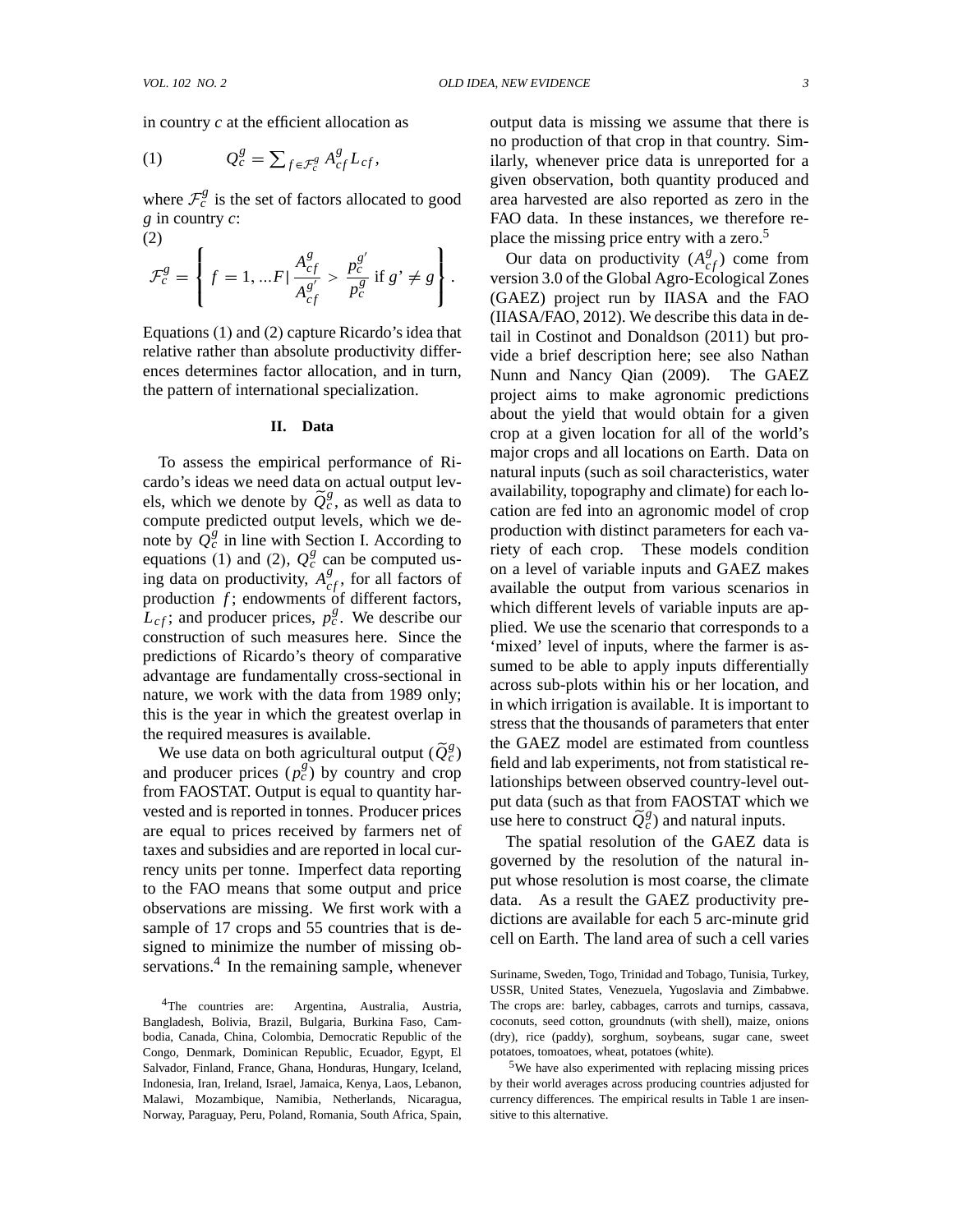in country $c$ at the efficient allocation as

$$Q_c^g = \sum_{f \in \mathcal{F}_c^g} A_{cf}^g L_{cf}, \tag{1}$$

where $\mathcal{F}_c^g$ is the set of factors allocated to good $g$ in country $c$:

$$\mathcal{F}_c^g = \left\{ f = 1, ...F \,|\, \frac{A_{cf}^g}{A_{cf}^{g'}} > \frac{p_c^{g'}}{p_c^g} \text{ if } g' \neq g \right\}. \tag{2}$$

Equations (1) and (2) capture Ricardo's idea that relative rather than absolute productivity differences determines factor allocation, and in turn, the pattern of international specialization.

## II. Data

To assess the empirical performance of Ricardo's ideas we need data on actual output levels, which we denote by $\widetilde{Q}_c^g$, as well as data to compute predicted output levels, which we denote by $Q_c^g$ in line with Section I. According to equations (1) and (2), $Q_c^g$ can be computed using data on productivity, $A_{cf}^g$, for all factors of production $f$; endowments of different factors, $L_{cf}$; and producer prices, $p_c^g$. We describe our construction of such measures here. Since the predictions of Ricardo's theory of comparative advantage are fundamentally cross-sectional in nature, we work with the data from 1989 only; this is the year in which the greatest overlap in the required measures is available.

We use data on both agricultural output ($\widetilde{Q}_c^g$) and producer prices ($p_c^g$) by country and crop from FAOSTAT. Output is equal to quantity harvested and is reported in tonnes. Producer prices are equal to prices received by farmers net of taxes and subsidies and are reported in local currency units per tonne. Imperfect data reporting to the FAO means that some output and price observations are missing. We first work with a sample of 17 crops and 55 countries that is designed to minimize the number of missing observations.[4] In the remaining sample, whenever output data is missing we assume that there is no production of that crop in that country. Similarly, whenever price data is unreported for a given observation, both quantity produced and area harvested are also reported as zero in the FAO data. In these instances, we therefore replace the missing price entry with a zero.[5]

Our data on productivity ($A_{cf}^g$) come from version 3.0 of the Global Agro-Ecological Zones (GAEZ) project run by IIASA and the FAO (IIASA/FAO, 2012). We describe this data in detail in Costinot and Donaldson (2011) but provide a brief description here; see also Nathan Nunn and Nancy Qian (2009). The GAEZ project aims to make agronomic predictions about the yield that would obtain for a given crop at a given location for all of the world's major crops and all locations on Earth. Data on natural inputs (such as soil characteristics, water availability, topography and climate) for each location are fed into an agronomic model of crop production with distinct parameters for each variety of each crop. These models condition on a level of variable inputs and GAEZ makes available the output from various scenarios in which different levels of variable inputs are applied. We use the scenario that corresponds to a 'mixed' level of inputs, where the farmer is assumed to be able to apply inputs differentially across sub-plots within his or her location, and in which irrigation is available. It is important to stress that the thousands of parameters that enter the GAEZ model are estimated from countless field and lab experiments, not from statistical relationships between observed country-level output data (such as that from FAOSTAT which we use here to construct $\widetilde{Q}_c^g$) and natural inputs.

The spatial resolution of the GAEZ data is governed by the resolution of the natural input whose resolution is most coarse, the climate data. As a result the GAEZ productivity predictions are available for each 5 arc-minute grid cell on Earth. The land area of such a cell varies

---

[4] The countries are: Argentina, Australia, Austria, Bangladesh, Bolivia, Brazil, Bulgaria, Burkina Faso, Cambodia, Canada, China, Colombia, Democratic Republic of the Congo, Denmark, Dominican Republic, Ecuador, Egypt, El Salvador, Finland, France, Ghana, Honduras, Hungary, Iceland, Indonesia, Iran, Ireland, Israel, Jamaica, Kenya, Laos, Lebanon, Malawi, Mozambique, Namibia, Netherlands, Nicaragua, Norway, Paraguay, Peru, Poland, Romania, South Africa, Spain, Suriname, Sweden, Togo, Trinidad and Tobago, Tunisia, Turkey, USSR, United States, Venezuela, Yugoslavia and Zimbabwe. The crops are: barley, cabbages, carrots and turnips, cassava, coconuts, seed cotton, groundnuts (with shell), maize, onions (dry), rice (paddy), sorghum, soybeans, sugar cane, sweet potatoes, tomoatoes, wheat, potatoes (white).

[5] We have also experimented with replacing missing prices by their world averages across producing countries adjusted for currency differences. The empirical results in Table 1 are insensitive to this alternative.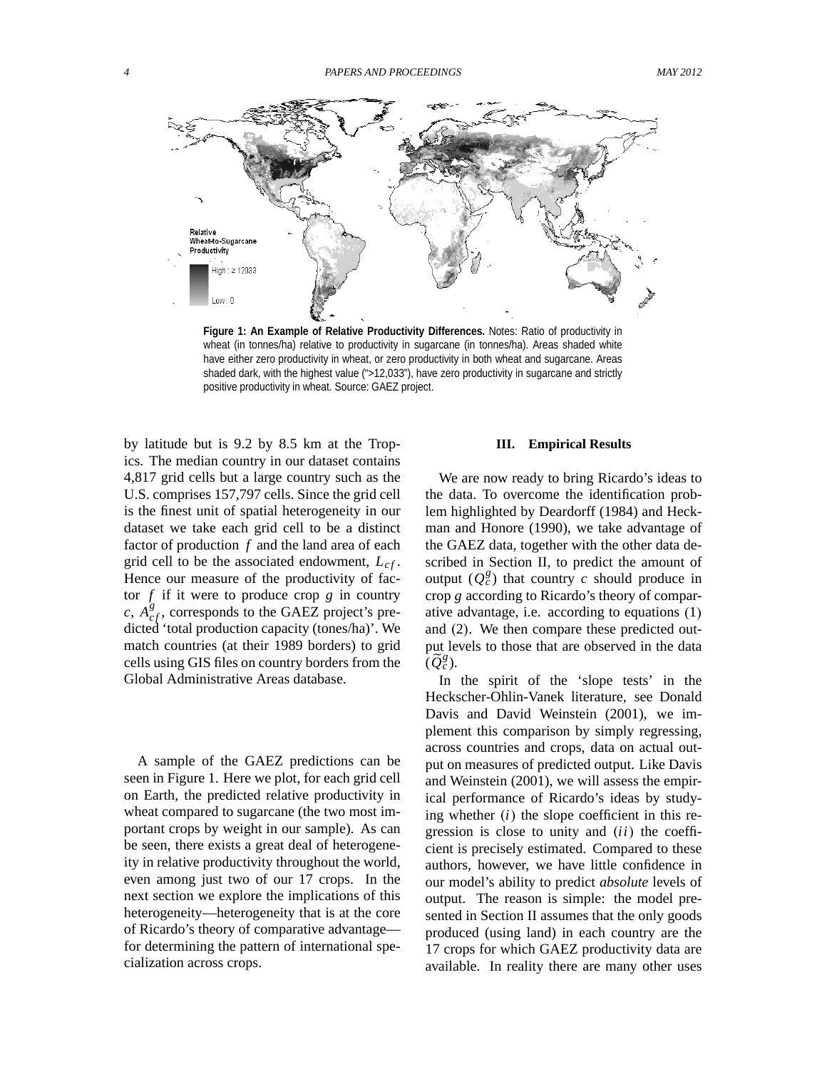Figure 1: **An Example of Relative Productivity Differences.** Notes: Ratio of productivity in wheat (in tonnes/ha) relative to productivity in sugarcane (in tonnes/ha). Areas shaded white have either zero productivity in wheat, or zero productivity in both wheat and sugarcane. Areas shaded dark, with the highest value (">12,033"), have zero productivity in sugarcane and strictly positive productivity in wheat. Source: GAEZ project.

by latitude but is 9.2 by 8.5 km at the Tropics. The median country in our dataset contains 4,817 grid cells but a large country such as the U.S. comprises 157,797 cells. Since the grid cell is the finest unit of spatial heterogeneity in our dataset we take each grid cell to be a distinct factor of production $f$ and the land area of each grid cell to be the associated endowment, $L_{cf}$. Hence our measure of the productivity of factor $f$ if it were to produce crop $g$ in country $c$, $A^{g}_{cf}$, corresponds to the GAEZ project's predicted 'total production capacity (tones/ha)'. We match countries (at their 1989 borders) to grid cells using GIS files on country borders from the Global Administrative Areas database.

A sample of the GAEZ predictions can be seen in Figure 1. Here we plot, for each grid cell on Earth, the predicted relative productivity in wheat compared to sugarcane (the two most important crops by weight in our sample). As can be seen, there exists a great deal of heterogeneity in relative productivity throughout the world, even among just two of our 17 crops. In the next section we explore the implications of this heterogeneity—heterogeneity that is at the core of Ricardo's theory of comparative advantage—for determining the pattern of international specialization across crops.

## III. Empirical Results

We are now ready to bring Ricardo's ideas to the data. To overcome the identification problem highlighted by Deardorff (1984) and Heckman and Honore (1990), we take advantage of the GAEZ data, together with the other data described in Section II, to predict the amount of output ($Q^{g}_{c}$) that country $c$ should produce in crop $g$ according to Ricardo's theory of comparative advantage, i.e. according to equations (1) and (2). We then compare these predicted output levels to those that are observed in the data ($\widetilde{Q}^{g}_{c}$).

In the spirit of the 'slope tests' in the Heckscher-Ohlin-Vanek literature, see Donald Davis and David Weinstein (2001), we implement this comparison by simply regressing, across countries and crops, data on actual output on measures of predicted output. Like Davis and Weinstein (2001), we will assess the empirical performance of Ricardo's ideas by studying whether $(i)$ the slope coefficient in this regression is close to unity and $(ii)$ the coefficient is precisely estimated. Compared to these authors, however, we have little confidence in our model's ability to predict *absolute* levels of output. The reason is simple: the model presented in Section II assumes that the only goods produced (using land) in each country are the 17 crops for which GAEZ productivity data are available. In reality there are many other uses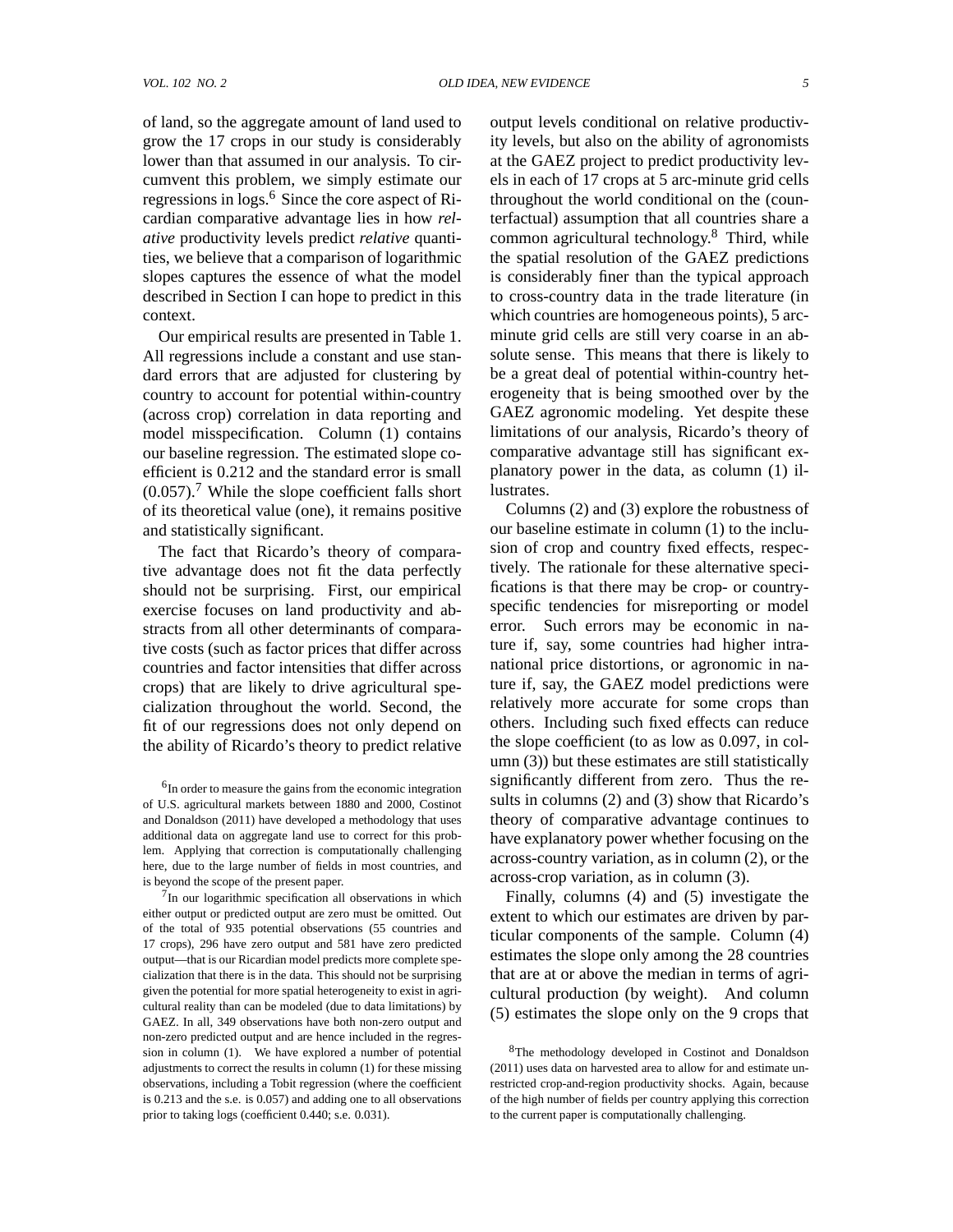of land, so the aggregate amount of land used to grow the 17 crops in our study is considerably lower than that assumed in our analysis. To circumvent this problem, we simply estimate our regressions in logs.[6] Since the core aspect of Ricardian comparative advantage lies in how *relative* productivity levels predict *relative* quantities, we believe that a comparison of logarithmic slopes captures the essence of what the model described in Section I can hope to predict in this context.

Our empirical results are presented in Table 1. All regressions include a constant and use standard errors that are adjusted for clustering by country to account for potential within-country (across crop) correlation in data reporting and model misspecification. Column (1) contains our baseline regression. The estimated slope coefficient is 0.212 and the standard error is small (0.057).[7] While the slope coefficient falls short of its theoretical value (one), it remains positive and statistically significant.

The fact that Ricardo's theory of comparative advantage does not fit the data perfectly should not be surprising. First, our empirical exercise focuses on land productivity and abstracts from all other determinants of comparative costs (such as factor prices that differ across countries and factor intensities that differ across crops) that are likely to drive agricultural specialization throughout the world. Second, the fit of our regressions does not only depend on the ability of Ricardo's theory to predict relative output levels conditional on relative productivity levels, but also on the ability of agronomists at the GAEZ project to predict productivity levels in each of 17 crops at 5 arc-minute grid cells throughout the world conditional on the (counterfactual) assumption that all countries share a common agricultural technology.[8] Third, while the spatial resolution of the GAEZ predictions is considerably finer than the typical approach to cross-country data in the trade literature (in which countries are homogeneous points), 5 arc-minute grid cells are still very coarse in an absolute sense. This means that there is likely to be a great deal of potential within-country heterogeneity that is being smoothed over by the GAEZ agronomic modeling. Yet despite these limitations of our analysis, Ricardo's theory of comparative advantage still has significant explanatory power in the data, as column (1) illustrates.

Columns (2) and (3) explore the robustness of our baseline estimate in column (1) to the inclusion of crop and country fixed effects, respectively. The rationale for these alternative specifications is that there may be crop- or country-specific tendencies for misreporting or model error. Such errors may be economic in nature if, say, some countries had higher intra-national price distortions, or agronomic in nature if, say, the GAEZ model predictions were relatively more accurate for some crops than others. Including such fixed effects can reduce the slope coefficient (to as low as 0.097, in column (3)) but these estimates are still statistically significantly different from zero. Thus the results in columns (2) and (3) show that Ricardo's theory of comparative advantage continues to have explanatory power whether focusing on the across-country variation, as in column (2), or the across-crop variation, as in column (3).

Finally, columns (4) and (5) investigate the extent to which our estimates are driven by particular components of the sample. Column (4) estimates the slope only among the 28 countries that are at or above the median in terms of agricultural production (by weight). And column (5) estimates the slope only on the 9 crops that

[6] In order to measure the gains from the economic integration of U.S. agricultural markets between 1880 and 2000, Costinot and Donaldson (2011) have developed a methodology that uses additional data on aggregate land use to correct for this problem. Applying that correction is computationally challenging here, due to the large number of fields in most countries, and is beyond the scope of the present paper.

[7] In our logarithmic specification all observations in which either output or predicted output are zero must be omitted. Out of the total of 935 potential observations (55 countries and 17 crops), 296 have zero output and 581 have zero predicted output—that is our Ricardian model predicts more complete specialization that there is in the data. This should not be surprising given the potential for more spatial heterogeneity to exist in agricultural reality than can be modeled (due to data limitations) by GAEZ. In all, 349 observations have both non-zero output and non-zero predicted output and are hence included in the regression in column (1). We have explored a number of potential adjustments to correct the results in column (1) for these missing observations, including a Tobit regression (where the coefficient is 0.213 and the s.e. is 0.057) and adding one to all observations prior to taking logs (coefficient 0.440; s.e. 0.031).

[8] The methodology developed in Costinot and Donaldson (2011) uses data on harvested area to allow for and estimate unrestricted crop-and-region productivity shocks. Again, because of the high number of fields per country applying this correction to the current paper is computationally challenging.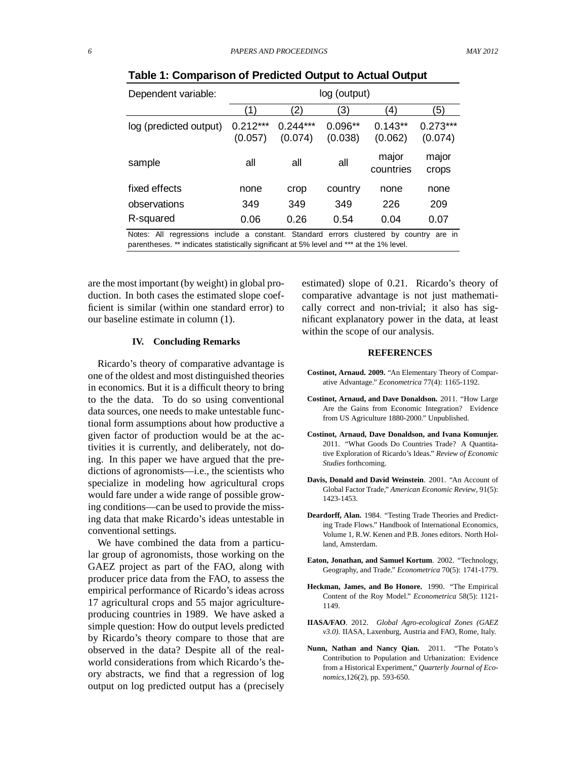**Table 1: Comparison of Predicted Output to Actual Output**

| Dependent variable: | log (output) | | | | |
|---|---|---|---|---|---|
| | (1) | (2) | (3) | (4) | (5) |
| log (predicted output) | 0.212*** (0.057) | 0.244*** (0.074) | 0.096** (0.038) | 0.143** (0.062) | 0.273*** (0.074) |
| sample | all | all | all | major countries | major crops |
| fixed effects | none | crop | country | none | none |
| observations | 349 | 349 | 349 | 226 | 209 |
| R-squared | 0.06 | 0.26 | 0.54 | 0.04 | 0.07 |

Notes: All regressions include a constant. Standard errors clustered by country are in parentheses. ** indicates statistically significant at 5% level and *** at the 1% level.

are the most important (by weight) in global production. In both cases the estimated slope coefficient is similar (within one standard error) to our baseline estimate in column (1).

## IV. Concluding Remarks

Ricardo's theory of comparative advantage is one of the oldest and most distinguished theories in economics. But it is a difficult theory to bring to the the data. To do so using conventional data sources, one needs to make untestable functional form assumptions about how productive a given factor of production would be at the activities it is currently, and deliberately, not doing. In this paper we have argued that the predictions of agronomists—i.e., the scientists who specialize in modeling how agricultural crops would fare under a wide range of possible growing conditions—can be used to provide the missing data that make Ricardo's ideas untestable in conventional settings.

We have combined the data from a particular group of agronomists, those working on the GAEZ project as part of the FAO, along with producer price data from the FAO, to assess the empirical performance of Ricardo's ideas across 17 agricultural crops and 55 major agriculture-producing countries in 1989. We have asked a simple question: How do output levels predicted by Ricardo's theory compare to those that are observed in the data? Despite all of the real-world considerations from which Ricardo's theory abstracts, we find that a regression of log output on log predicted output has a (precisely estimated) slope of 0.21. Ricardo's theory of comparative advantage is not just mathematically correct and non-trivial; it also has significant explanatory power in the data, at least within the scope of our analysis.

## REFERENCES

**Costinot, Arnaud. 2009.** "An Elementary Theory of Comparative Advantage." *Econometrica* 77(4): 1165-1192.

**Costinot, Arnaud, and Dave Donaldson.** 2011. "How Large Are the Gains from Economic Integration? Evidence from US Agriculture 1880-2000." Unpublished.

**Costinot, Arnaud, Dave Donaldson, and Ivana Komunjer.** 2011. "What Goods Do Countries Trade? A Quantitative Exploration of Ricardo's Ideas." *Review of Economic Studies* forthcoming.

**Davis, Donald and David Weinstein**. 2001. "An Account of Global Factor Trade," *American Economic Review*, 91(5): 1423-1453.

**Deardorff, Alan.** 1984. "Testing Trade Theories and Predicting Trade Flows." Handbook of International Economics, Volume 1, R.W. Kenen and P.B. Jones editors. North Holland, Amsterdam.

**Eaton, Jonathan, and Samuel Kortum**. 2002. "Technology, Geography, and Trade." *Econometrica* 70(5): 1741-1779.

**Heckman, James, and Bo Honore.** 1990. "The Empirical Content of the Roy Model." *Econometrica* 58(5): 1121-1149.

**IIASA/FAO**. 2012. *Global Agro-ecological Zones (GAEZ v3.0)*. IIASA, Laxenburg, Austria and FAO, Rome, Italy.

**Nunn, Nathan and Nancy Qian.** 2011. "The Potato's Contribution to Population and Urbanization: Evidence from a Historical Experiment," *Quarterly Journal of Economics*,126(2), pp. 593-650.